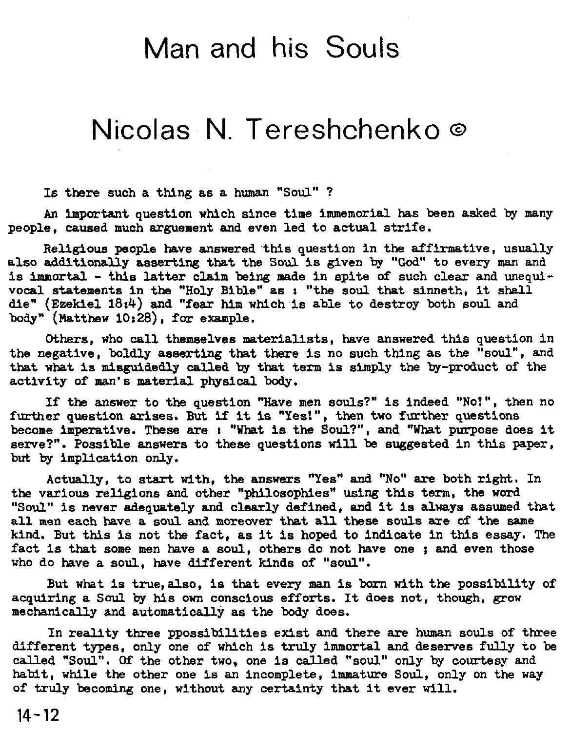# Man and his Souls

## Nicolas N. Tereshchenko ©

Is there such a thing as a human "Soul" ?

An important question which since time immemorial has been asked by many people, caused much arguement and even led to actual strife.

Religious people have answered this question in the affirmative, usually also additionally asserting that the Soul is given by "God" to every man and is immortal - this latter claim being made in spite of such clear and unequivocal statements in the "Holy Bible" as : "the soul that sinneth, it shall die" (Ezekiel 18:4) and "fear him which is able to destroy both soul and body" (Matthew 10:28), for example.

Others, who call themselves materialists, have answered this question in the negative, boldly asserting that there is no such thing as the "soul", and that what is misguidedly called by that term is simply the by-product of the activity of man's material physical body.

If the answer to the question "Have men souls?" is indeed "No!", then no further question arises. But if it is "Yes!", then two further questions become imperative. These are : "What is the Soul?", and "What purpose does it serve?". Possible answers to these questions will be suggested in this paper, but by implication only.

Actually, to start with, the answers "Yes" and "No" are both right. In the various religions and other "philosophies" using this term, the word "Soul" is never adequately and clearly defined, and it is always assumed that all men each have a soul and moreover that all these souls are of the same kind. But this is not the fact, as it is hoped to indicate in this essay. The fact is that some men have a soul, others do not have one ; and even those who do have a soul, have different kinds of "soul".

But what is true, also, is that every man is born with the possibility of acquiring a Soul by his own conscious efforts. It does not, though, grow mechanically and automatically as the body does.

In reality three ppossibilities exist and there are human souls of three different types, only one of which is truly immortal and deserves fully to be called "Soul". Of the other two, one is called "soul" only by courtesy and habit, while the other one is an incomplete, immature Soul, only on the way of truly becoming one, without any certainty that it ever will.

14-12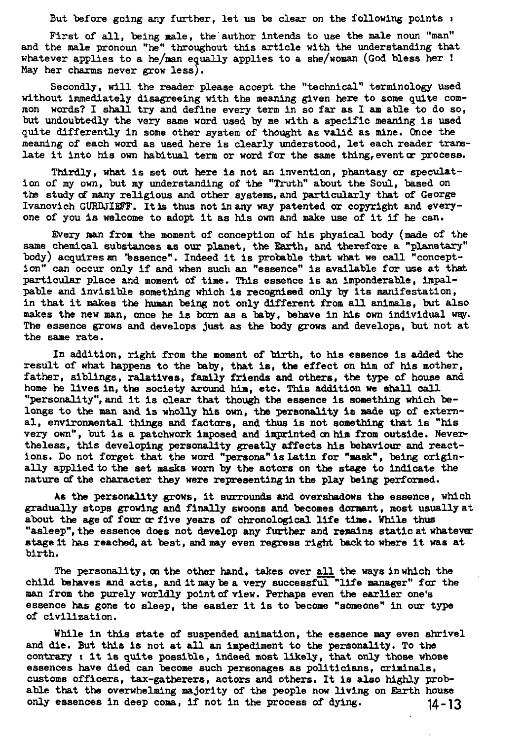But before going any further, let us be clear on the following points :

First of all, being male, the author intends to use the male noun "man" and the male pronoun "he" throughout this article with the understanding that whatever applies to a he/man equally applies to a she/woman (God bless her ! May her charms never grow less).

Secondly, will the reader please accept the "technical" terminology used without immediately disagreeing with the meaning given here to some quite common words? I shall try and define every term in so far as I am able to do so, but undoubtedly the very same word used by me with a specific meaning is used quite differently in some other system of thought as valid as mine. Once the meaning of each word as used here is clearly understood, let each reader translate it into his own habitual term or word for the same thing, event or process.

Thirdly, what is set out here is not an invention, phantasy or speculation of my own, but my understanding of the "Truth" about the Soul, based on the study of many religious and other systems, and particularly that of George Ivanovich GURDJIEFF. It is thus not in any way patented or copyright and everyone of you is welcome to adopt it as his own and make use of it if he can.

Every man from the moment of conception of his physical body (made of the same chemical substances as our planet, the Earth, and therefore a "planetary" body) acquires an "essence". Indeed it is probable that what we call "conception" can occur only if and when such an "essence" is available for use at that particular place and moment of time. This essence is an imponderable, impalpable and invisible something which is recognised only by its manifestation, in that it makes the human being not only different from all animals, but also makes the new man, once he is born as a baby, behave in his own individual way. The essence grows and develops just as the body grows and develops, but not at the same rate.

In addition, right from the moment of birth, to his essence is added the result of what happens to the baby, that is, the effect on him of his mother, father, siblings, ralatives, family friends and others, the type of house and home he lives in, the society around him, etc. This addition we shall call "personality", and it is clear that though the essence is something which belongs to the man and is wholly his own, the personality is made up of external, environmental things and factors, and thus is not something that is "his very own", but is a patchwork imposed and imprinted on him from outside. Nevertheless, this developing personality greatly affects his behaviour and reactions. Do not forget that the word "persona" is Latin for "mask", being originally applied to the set masks worn by the actors on the stage to indicate the nature of the character they were representing in the play being performed.

As the personality grows, it surrounds and overshadows the essence, which gradually stops growing and finally swoons and becomes dormant, most usually at about the age of four or five years of chronological life time. While thus "asleep", the essence does not develop any further and remains static at whatever stage it has reached, at best, and may even regress right back to where it was at birth.

The personality, on the other hand, takes over <u>all</u> the ways in which the child behaves and acts, and it may be a very successful "life manager" for the man from the purely worldly point of view. Perhaps even the earlier one's essence has gone to sleep, the easier it is to become "someone" in our type of civilization.

While in this state of suspended animation, the essence may even shrivel and die. But this is not at all an impediment to the personality. To the contrary : it is quite possible, indeed most likely, that only those whose essences have died can become such personages as politicians, criminals, customs officers, tax-gatherers, actors and others. It is also highly probable that the overwhelming majority of the people now living on Earth house only essences in deep coma, if not in the process of dying.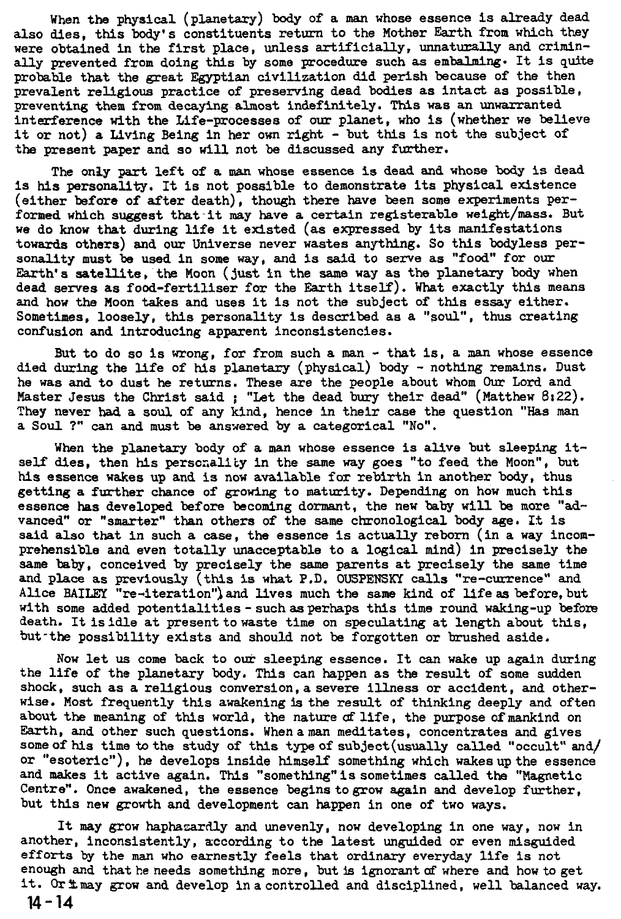When the physical (planetary) body of a man whose essence is already dead also dies, this body's constituents return to the Mother Earth from which they were obtained in the first place, unless artificially, unnaturally and criminally prevented from doing this by some procedure such as embalming. It is quite probable that the great Egyptian civilization did perish because of the then prevalent religious practice of preserving dead bodies as intact as possible, preventing them from decaying almost indefinitely. This was an unwarranted interference with the Life-processes of our planet, who is (whether we believe it or not) a Living Being in her own right - but this is not the subject of the present paper and so will not be discussed any further.

The only part left of a man whose essence is dead and whose body is dead is his personality. It is not possible to demonstrate its physical existence (either before of after death), though there have been some experiments performed which suggest that it may have a certain registerable weight/mass. But we do know that during life it existed (as expressed by its manifestations towards others) and our Universe never wastes anything. So this bodyless personality must be used in some way, and is said to serve as "food" for our Earth's satellite, the Moon (just in the same way as the planetary body when dead serves as food-fertiliser for the Earth itself). What exactly this means and how the Moon takes and uses it is not the subject of this essay either. Sometimes, loosely, this personality is described as a "soul", thus creating confusion and introducing apparent inconsistencies.

But to do so is wrong, for from such a man - that is, a man whose essence died during the life of his planetary (physical) body - nothing remains. Dust he was and to dust he returns. These are the people about whom Our Lord and Master Jesus the Christ said ; "Let the dead bury their dead" (Matthew 8:22). They never had a soul of any kind, hence in their case the question "Has man a Soul ?" can and must be answered by a categorical "No".

When the planetary body of a man whose essence is alive but sleeping itself dies, then his personality in the same way goes "to feed the Moon", but his essence wakes up and is now available for rebirth in another body, thus getting a further chance of growing to maturity. Depending on how much this essence has developed before becoming dormant, the new baby will be more "advanced" or "smarter" than others of the same chronological body age. It is said also that in such a case, the essence is actually reborn (in a way incomprehensible and even totally unacceptable to a logical mind) in precisely the same baby, conceived by precisely the same parents at precisely the same time and place as previously (this is what P.D. OUSPENSKY calls "re-currence" and Alice BAILEY "re-iteration") and lives much the same kind of life as before, but with some added potentialities - such as perhaps this time round waking-up before death. It is idle at present to waste time on speculating at length about this, but the possibility exists and should not be forgotten or brushed aside.

Now let us come back to our sleeping essence. It can wake up again during the life of the planetary body. This can happen as the result of some sudden shock, such as a religious conversion, a severe illness or accident, and otherwise. Most frequently this awakening is the result of thinking deeply and often about the meaning of this world, the nature of life, the purpose of mankind on Earth, and other such questions. When a man meditates, concentrates and gives some of his time to the study of this type of subject (usually called "occult" and/or "esoteric"), he develops inside himself something which wakes up the essence and makes it active again. This "something" is sometimes called the "Magnetic Centre". Once awakened, the essence begins to grow again and develop further, but this new growth and development can happen in one of two ways.

It may grow haphazardly and unevenly, now developing in one way, now in another, inconsistently, according to the latest unguided or even misguided efforts by the man who earnestly feels that ordinary everyday life is not enough and that he needs something more, but is ignorant of where and how to get it. Or it may grow and develop in a controlled and disciplined, well balanced way.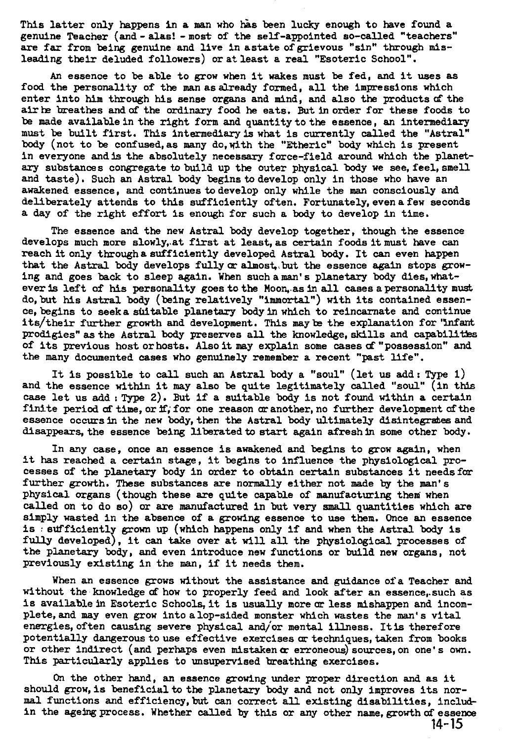This latter only happens in a man who has been lucky enough to have found a genuine Teacher (and - alas! - most of the self-appointed so-called "teachers" are far from being genuine and live in a state of grievous "sin" through misleading their deluded followers) or at least a real "Esoteric School".

An essence to be able to grow when it wakes must be fed, and it uses as food the personality of the man as already formed, all the impressions which enter into him through his sense organs and mind, and also the products of the air he breathes and of the ordinary food he eats. But in order for these foods to be made available in the right form and quantity to the essence, an intermediary must be built first. This intermediary is what is currently called the "Astral" body (not to be confused, as many do, with the "Etheric" body which is present in everyone and is the absolutely necessary force-field around which the planetary substances congregate to build up the outer physical body we see, feel, smell and taste). Such an Astral body begins to develop only in those who have an awakened essence, and continues to develop only while the man consciously and deliberately attends to this sufficiently often. Fortunately, even a few seconds a day of the right effort is enough for such a body to develop in time.

The essence and the new Astral body develop together, though the essence develops much more slowly, at first at least, as certain foods it must have can reach it only through a sufficiently developed Astral body. It can even happen that the Astral body develops fully or almost, but the essence again stops growing and goes back to sleep again. When such a man's planetary body dies, whatever is left of his personality goes to the Moon, as in all cases a personality must do, but his Astral body (being relatively "immortal") with its contained essence, begins to seek a suitable planetary body in which to reincarnate and continue its/their further growth and development. This may be the explanation for "infant prodigies" as the Astral body preserves all the knowledge, skills and capabilities of its previous host or hosts. Also it may explain some cases of "possession" and the many documented cases who genuinely remember a recent "past life".

It is possible to call such an Astral body a "soul" (let us add: Type 1) and the essence within it may also be quite legitimately called "soul" (in this case let us add: Type 2). But if a suitable body is not found within a certain finite period of time, or if, for one reason or another, no further development of the essence occurs in the new body, then the Astral body ultimately disintegrates and disappears, the essence being liberated to start again afresh in some other body.

In any case, once an essence is awakened and begins to grow again, when it has reached a certain stage, it begins to influence the physiological processes of the planetary body in order to obtain certain substances it needs for further growth. These substances are normally either not made by the man's physical organs (though these are quite capable of manufacturing them when called on to do so) or are manufactured in but very small quantities which are simply wasted in the absence of a growing essence to use them. Once an essence is sufficiently grown up (which happens only if and when the Astral body is fully developed), it can take over at will all the physiological processes of the planetary body, and even introduce new functions or build new organs, not previously existing in the man, if it needs them.

When an essence grows without the assistance and guidance of a Teacher and without the knowledge of how to properly feed and look after an essence, such as is available in Esoteric Schools, it is usually more or less mishappen and incomplete, and may even grow into a lop-sided monster which wastes the man's vital energies, often causing severe physical and/or mental illness. It is therefore potentially dangerous to use effective exercises or techniques, taken from books or other indirect (and perhaps even mistaken or erroneous) sources, on one's own. This particularly applies to unsupervised breathing exercises.

On the other hand, an essence growing under proper direction and as it should grow, is beneficial to the planetary body and not only improves its normal functions and efficiency, but can correct all existing disabilities, includin the ageing process. Whether called by this or any other name, growth of essence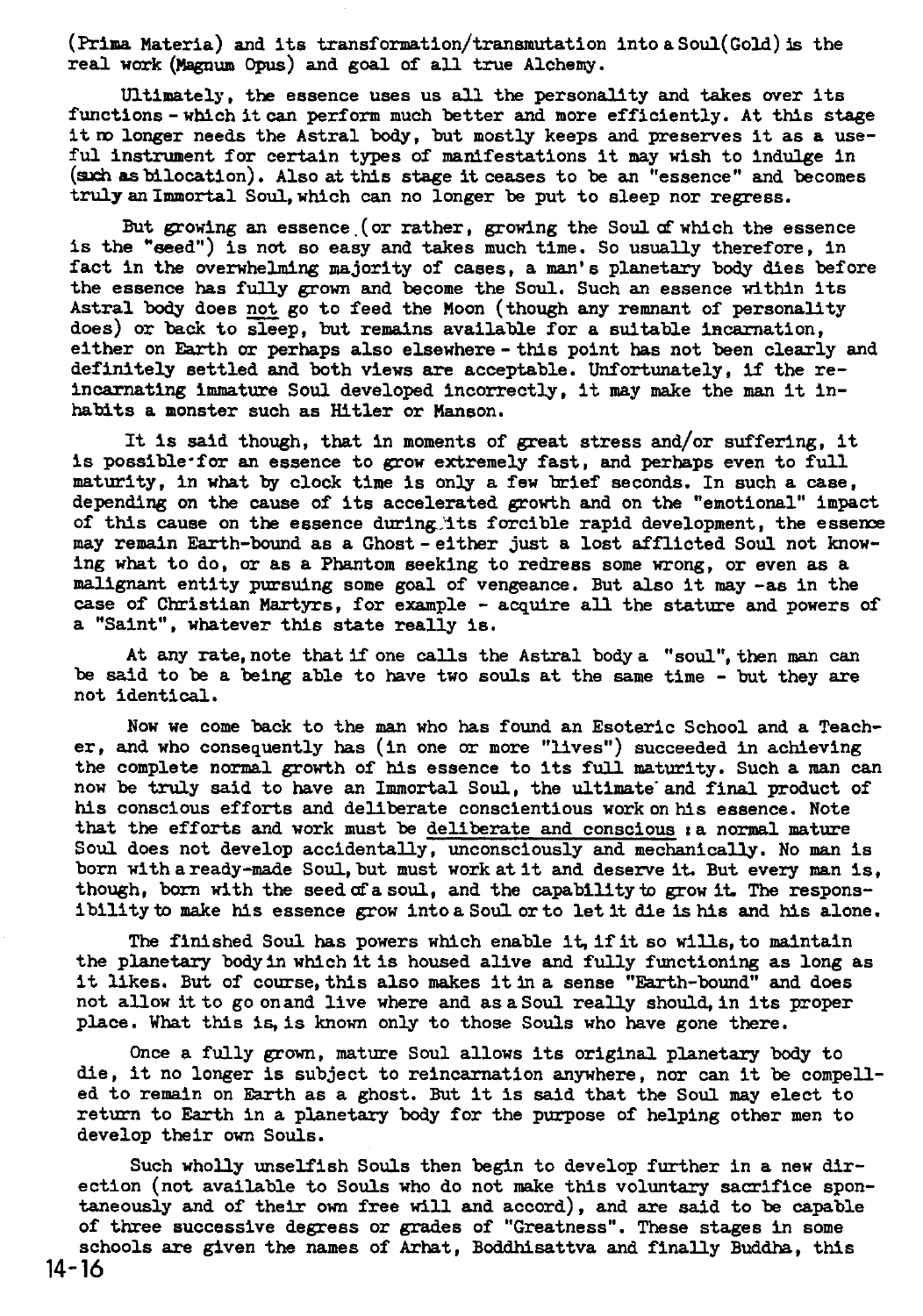(Prima Materia) and its transformation/transmutation into a Soul(Gold) is the real work (Magnum Opus) and goal of all true Alchemy.

Ultimately, the essence uses us all the personality and takes over its functions - which it can perform much better and more efficiently. At this stage it no longer needs the Astral body, but mostly keeps and preserves it as a useful instrument for certain types of manifestations it may wish to indulge in (such as bilocation). Also at this stage it ceases to be an "essence" and becomes truly an Immortal Soul, which can no longer be put to sleep nor regress.

But growing an essence (or rather, growing the Soul of which the essence is the "seed") is not so easy and takes much time. So usually therefore, in fact in the overwhelming majority of cases, a man's planetary body dies before the essence has fully grown and become the Soul. Such an essence within its Astral body does not go to feed the Moon (though any remnant of personality does) or back to sleep, but remains available for a suitable incarnation, either on Earth or perhaps also elsewhere - this point has not been clearly and definitely settled and both views are acceptable. Unfortunately, if the reincarnating immature Soul developed incorrectly, it may make the man it inhabits a monster such as Hitler or Manson.

It is said though, that in moments of great stress and/or suffering, it is possible for an essence to grow extremely fast, and perhaps even to full maturity, in what by clock time is only a few brief seconds. In such a case, depending on the cause of its accelerated growth and on the "emotional" impact of this cause on the essence during its forcible rapid development, the essence may remain Earth-bound as a Ghost - either just a lost afflicted Soul not knowing what to do, or as a Phantom seeking to redress some wrong, or even as a malignant entity pursuing some goal of vengeance. But also it may -as in the case of Christian Martyrs, for example - acquire all the stature and powers of a "Saint", whatever this state really is.

At any rate, note that if one calls the Astral body a "soul", then man can be said to be a being able to have two souls at the same time - but they are not identical.

Now we come back to the man who has found an Esoteric School and a Teacher, and who consequently has (in one or more "lives") succeeded in achieving the complete normal growth of his essence to its full maturity. Such a man can now be truly said to have an Immortal Soul, the ultimate and final product of his conscious efforts and deliberate conscientious work on his essence. Note that the efforts and work must be deliberate and conscious : a normal mature Soul does not develop accidentally, unconsciously and mechanically. No man is born with a ready-made Soul, but must work at it and deserve it. But every man is, though, born with the seed of a soul, and the capability to grow it. The responsibility to make his essence grow into a Soul or to let it die is his and his alone.

The finished Soul has powers which enable it, if it so wills, to maintain the planetary body in which it is housed alive and fully functioning as long as it likes. But of course, this also makes it in a sense "Earth-bound" and does not allow it to go on and live where and as a Soul really should, in its proper place. What this is, is known only to those Souls who have gone there.

Once a fully grown, mature Soul allows its original planetary body to die, it no longer is subject to reincarnation anywhere, nor can it be compelled to remain on Earth as a ghost. But it is said that the Soul may elect to return to Earth in a planetary body for the purpose of helping other men to develop their own Souls.

Such wholly unselfish Souls then begin to develop further in a new direction (not available to Souls who do not make this voluntary sacrifice spontaneously and of their own free will and accord), and are said to be capable of three successive degress or grades of "Greatness". These stages in some schools are given the names of Arhat, Boddhisattva and finally Buddha, this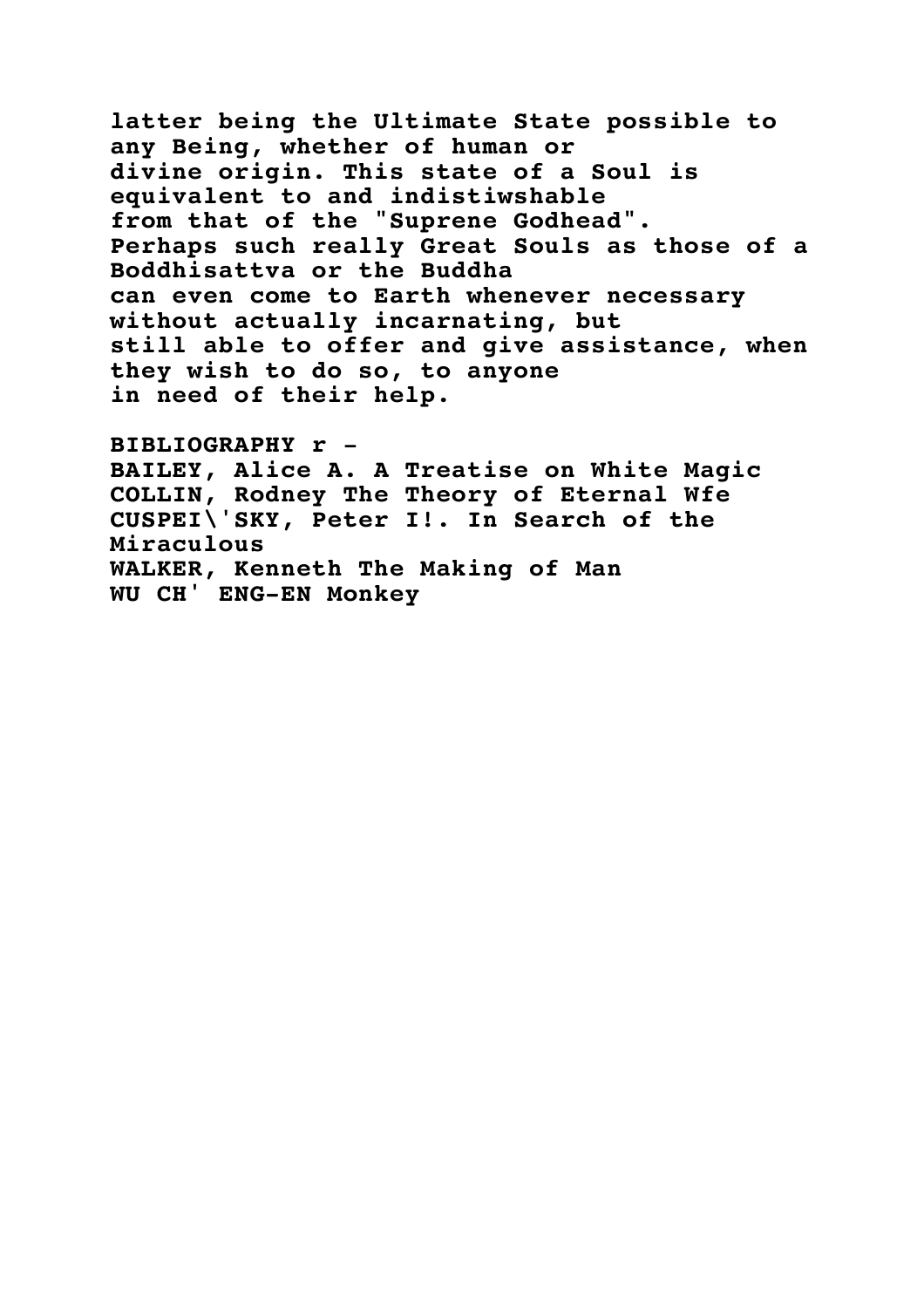**latter being the Ultimate State possible to any Being, whether of human or divine origin. This state of a Soul is equivalent to and indistiwshable from that of the "Suprene Godhead". Perhaps such really Great Souls as those of a Boddhisattva or the Buddha can even come to Earth whenever necessary without actually incarnating, but still able to offer and give assistance, when they wish to do so, to anyone in need of their help.**

**BIBLIOGRAPHY r -**

**BAILEY, Alice A. A Treatise on White Magic**
**COLLIN, Rodney The Theory of Eternal Wfe**
**CUSPEI\'SKY, Peter I!. In Search of the Miraculous**
**WALKER, Kenneth The Making of Man**
**WU CH' ENG-EN Monkey**